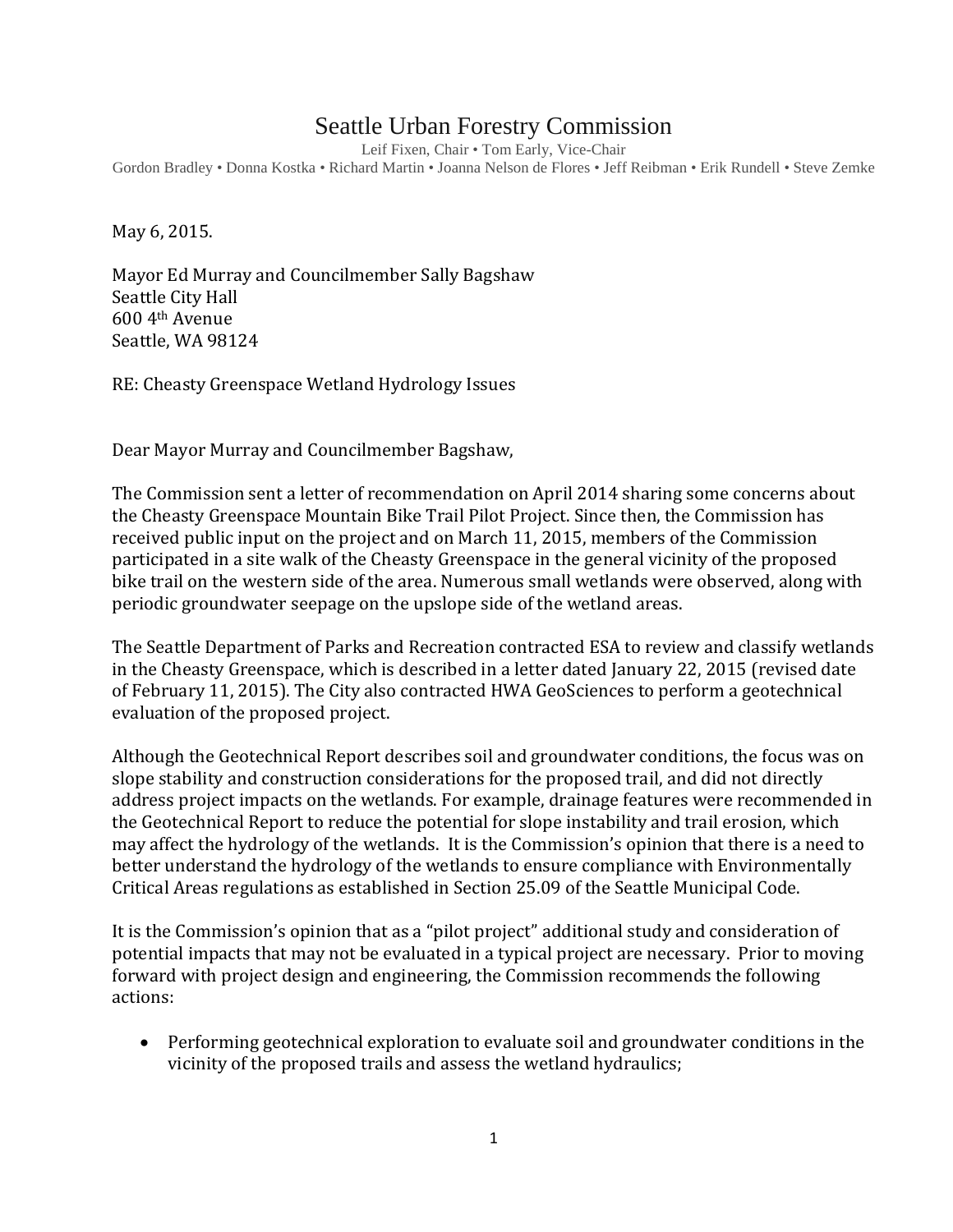# Seattle Urban Forestry Commission

Leif Fixen, Chair • Tom Early, Vice-Chair
Gordon Bradley • Donna Kostka • Richard Martin • Joanna Nelson de Flores • Jeff Reibman • Erik Rundell • Steve Zemke

May 6, 2015.

Mayor Ed Murray and Councilmember Sally Bagshaw
Seattle City Hall
600 4th Avenue
Seattle, WA 98124

RE: Cheasty Greenspace Wetland Hydrology Issues

Dear Mayor Murray and Councilmember Bagshaw,

The Commission sent a letter of recommendation on April 2014 sharing some concerns about the Cheasty Greenspace Mountain Bike Trail Pilot Project. Since then, the Commission has received public input on the project and on March 11, 2015, members of the Commission participated in a site walk of the Cheasty Greenspace in the general vicinity of the proposed bike trail on the western side of the area. Numerous small wetlands were observed, along with periodic groundwater seepage on the upslope side of the wetland areas.

The Seattle Department of Parks and Recreation contracted ESA to review and classify wetlands in the Cheasty Greenspace, which is described in a letter dated January 22, 2015 (revised date of February 11, 2015). The City also contracted HWA GeoSciences to perform a geotechnical evaluation of the proposed project.

Although the Geotechnical Report describes soil and groundwater conditions, the focus was on slope stability and construction considerations for the proposed trail, and did not directly address project impacts on the wetlands. For example, drainage features were recommended in the Geotechnical Report to reduce the potential for slope instability and trail erosion, which may affect the hydrology of the wetlands. It is the Commission's opinion that there is a need to better understand the hydrology of the wetlands to ensure compliance with Environmentally Critical Areas regulations as established in Section 25.09 of the Seattle Municipal Code.

It is the Commission's opinion that as a "pilot project" additional study and consideration of potential impacts that may not be evaluated in a typical project are necessary. Prior to moving forward with project design and engineering, the Commission recommends the following actions:

- Performing geotechnical exploration to evaluate soil and groundwater conditions in the vicinity of the proposed trails and assess the wetland hydraulics;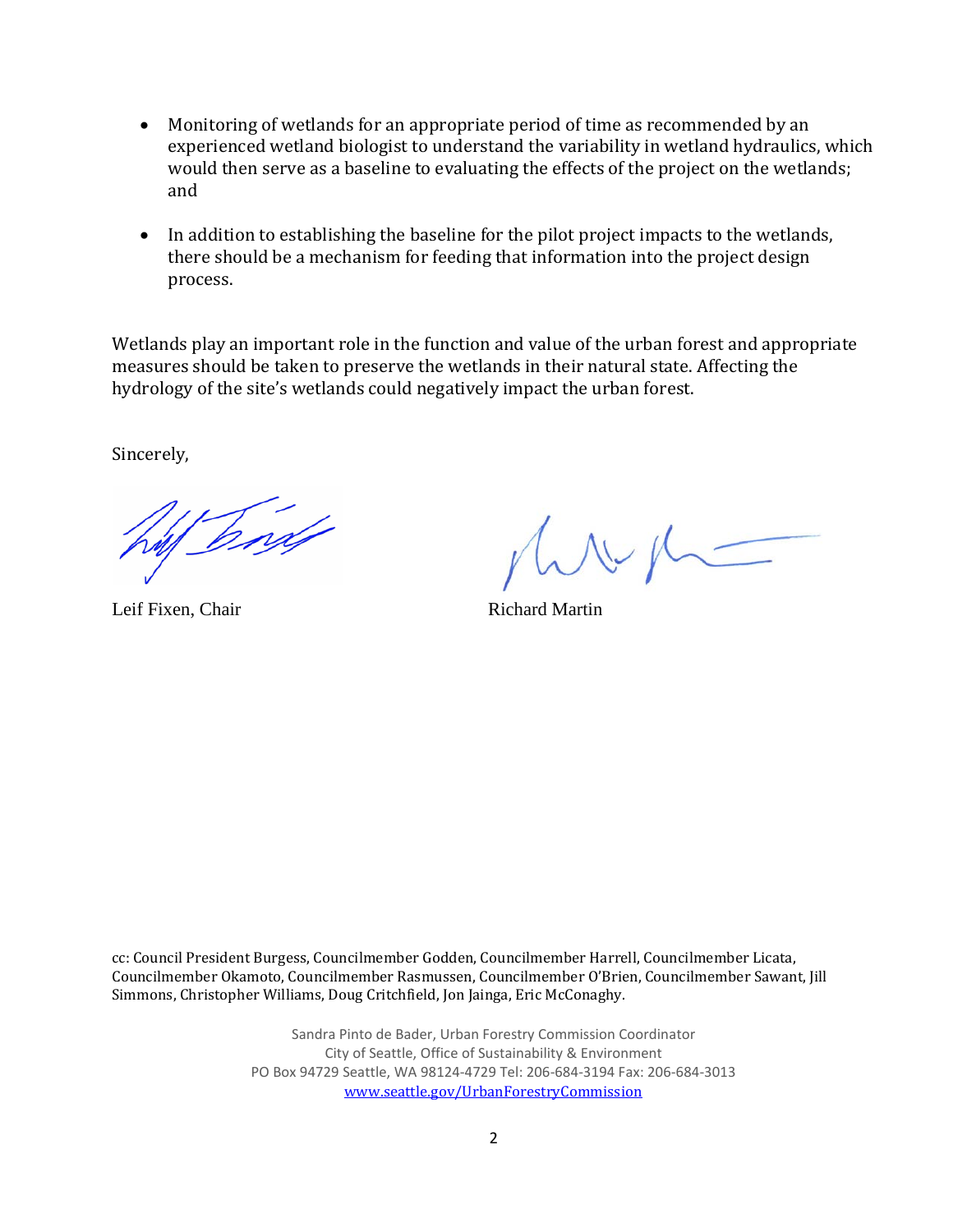- Monitoring of wetlands for an appropriate period of time as recommended by an experienced wetland biologist to understand the variability in wetland hydraulics, which would then serve as a baseline to evaluating the effects of the project on the wetlands; and

- In addition to establishing the baseline for the pilot project impacts to the wetlands, there should be a mechanism for feeding that information into the project design process.

Wetlands play an important role in the function and value of the urban forest and appropriate measures should be taken to preserve the wetlands in their natural state. Affecting the hydrology of the site's wetlands could negatively impact the urban forest.

Sincerely,

Leif Fixen, Chair

Richard Martin

cc: Council President Burgess, Councilmember Godden, Councilmember Harrell, Councilmember Licata, Councilmember Okamoto, Councilmember Rasmussen, Councilmember O'Brien, Councilmember Sawant, Jill Simmons, Christopher Williams, Doug Critchfield, Jon Jainga, Eric McConaghy.

Sandra Pinto de Bader, Urban Forestry Commission Coordinator
City of Seattle, Office of Sustainability & Environment
PO Box 94729 Seattle, WA 98124-4729 Tel: 206-684-3194 Fax: 206-684-3013
www.seattle.gov/UrbanForestryCommission